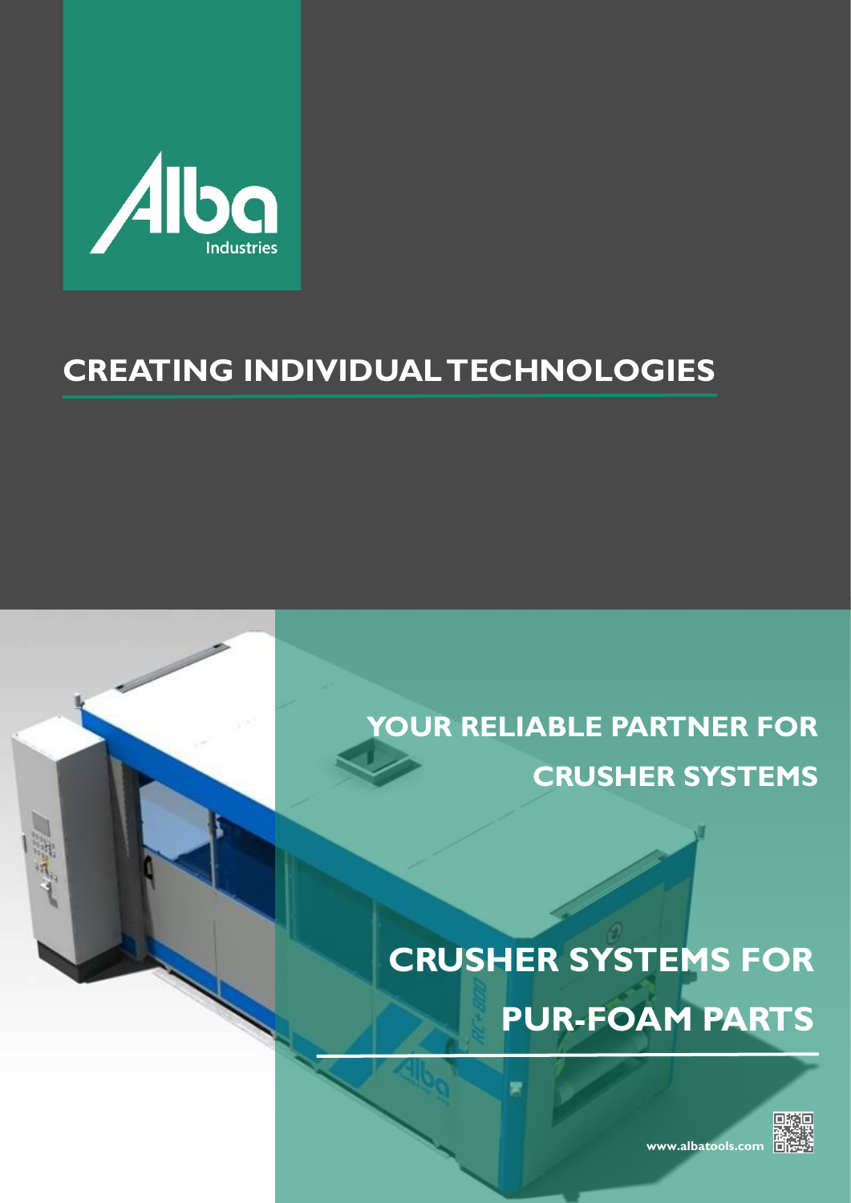Alba Industries

# CREATING INDIVIDUAL TECHNOLOGIES

## YOUR RELIABLE PARTNER FOR CRUSHER SYSTEMS

# CRUSHER SYSTEMS FOR PUR-FOAM PARTS

www.albatools.com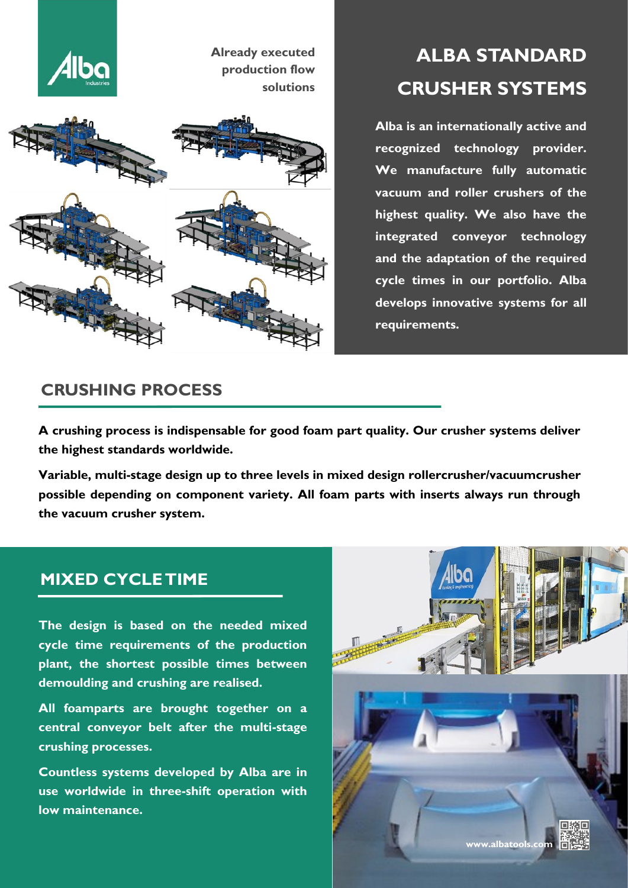Already executed production flow solutions

# ALBA STANDARD CRUSHER SYSTEMS

**Alba is an internationally active and recognized technology provider. We manufacture fully automatic vacuum and roller crushers of the highest quality. We also have the integrated conveyor technology and the adaptation of the required cycle times in our portfolio. Alba develops innovative systems for all requirements.**

## CRUSHING PROCESS

**A crushing process is indispensable for good foam part quality. Our crusher systems deliver the highest standards worldwide.**

**Variable, multi-stage design up to three levels in mixed design rollercrusher/vacuumcrusher possible depending on component variety. All foam parts with inserts always run through the vacuum crusher system.**

## MIXED CYCLE TIME

**The design is based on the needed mixed cycle time requirements of the production plant, the shortest possible times between demoulding and crushing are realised.**

**All foamparts are brought together on a central conveyor belt after the multi-stage crushing processes.**

**Countless systems developed by Alba are in use worldwide in three-shift operation with low maintenance.**

www.albatools.com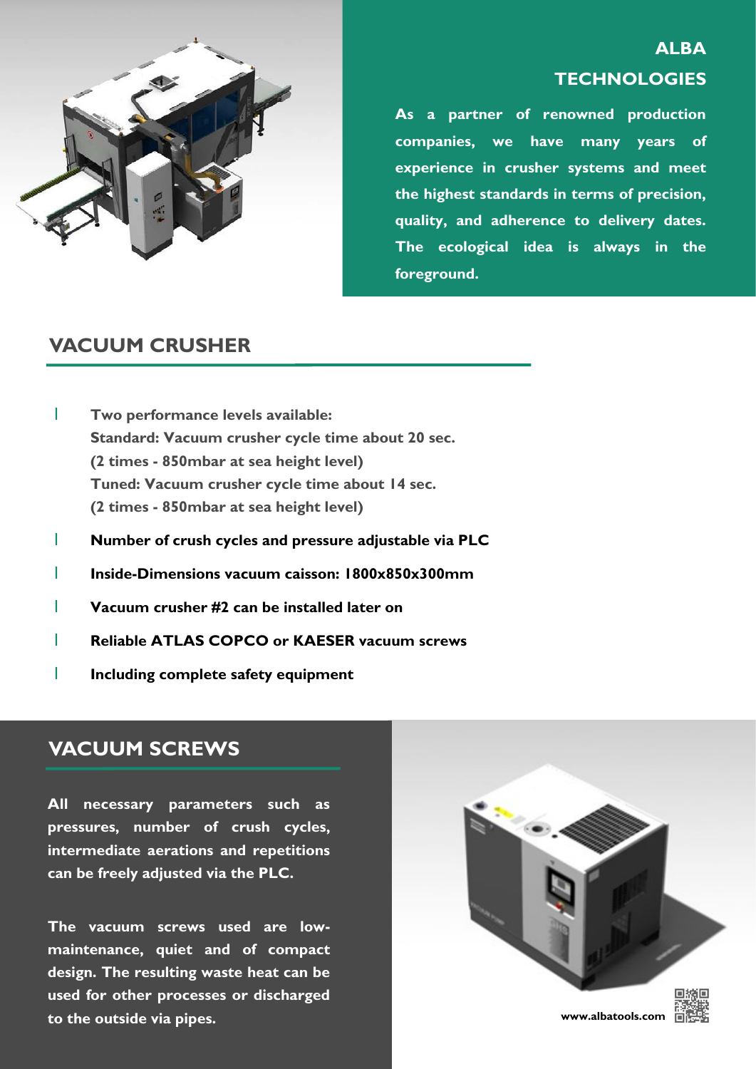## ALBA TECHNOLOGIES

**As a partner of renowned production companies, we have many years of experience in crusher systems and meet the highest standards in terms of precision, quality, and adherence to delivery dates. The ecological idea is always in the foreground.**

## VACUUM CRUSHER

- **Two performance levels available:**
  **Standard: Vacuum crusher cycle time about 20 sec.**
  **(2 times - 850mbar at sea height level)**
  **Tuned: Vacuum crusher cycle time about 14 sec.**
  **(2 times - 850mbar at sea height level)**
- **Number of crush cycles and pressure adjustable via PLC**
- **Inside-Dimensions vacuum caisson: 1800x850x300mm**
- **Vacuum crusher #2 can be installed later on**
- **Reliable ATLAS COPCO or KAESER vacuum screws**
- **Including complete safety equipment**

## VACUUM SCREWS

**All necessary parameters such as pressures, number of crush cycles, intermediate aerations and repetitions can be freely adjusted via the PLC.**

**The vacuum screws used are low-maintenance, quiet and of compact design. The resulting waste heat can be used for other processes or discharged to the outside via pipes.**

**www.albatools.com**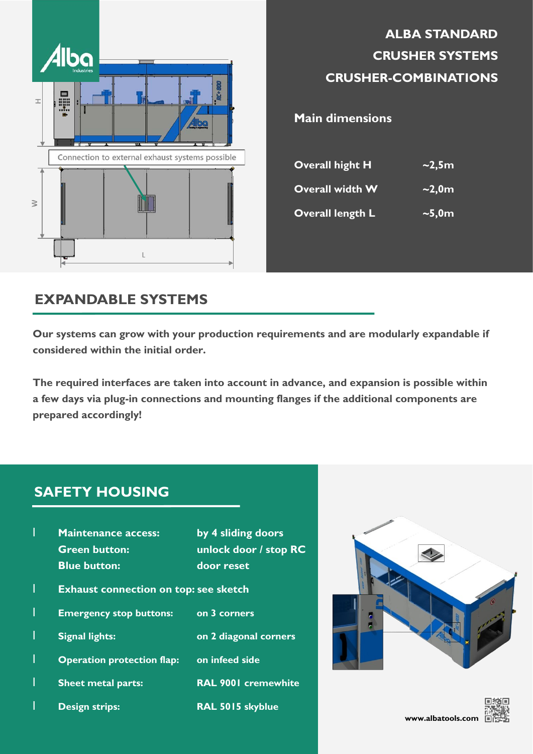# ALBA STANDARD CRUSHER SYSTEMS CRUSHER-COMBINATIONS

Connection to external exhaust systems possible

## Main dimensions

| | |
|---|---|
| Overall hight H | ~2,5m |
| Overall width W | ~2,0m |
| Overall length L | ~5,0m |

## EXPANDABLE SYSTEMS

**Our systems can grow with your production requirements and are modularly expandable if considered within the initial order.**

**The required interfaces are taken into account in advance, and expansion is possible within a few days via plug-in connections and mounting flanges if the additional components are prepared accordingly!**

## SAFETY HOUSING

- **Maintenance access:** by 4 sliding doors
  **Green button:** unlock door / stop RC
  **Blue button:** door reset
- **Exhaust connection on top:** see sketch
- **Emergency stop buttons:** on 3 corners
- **Signal lights:** on 2 diagonal corners
- **Operation protection flap:** on infeed side
- **Sheet metal parts:** RAL 9001 cremewhite
- **Design strips:** RAL 5015 skyblue

www.albatools.com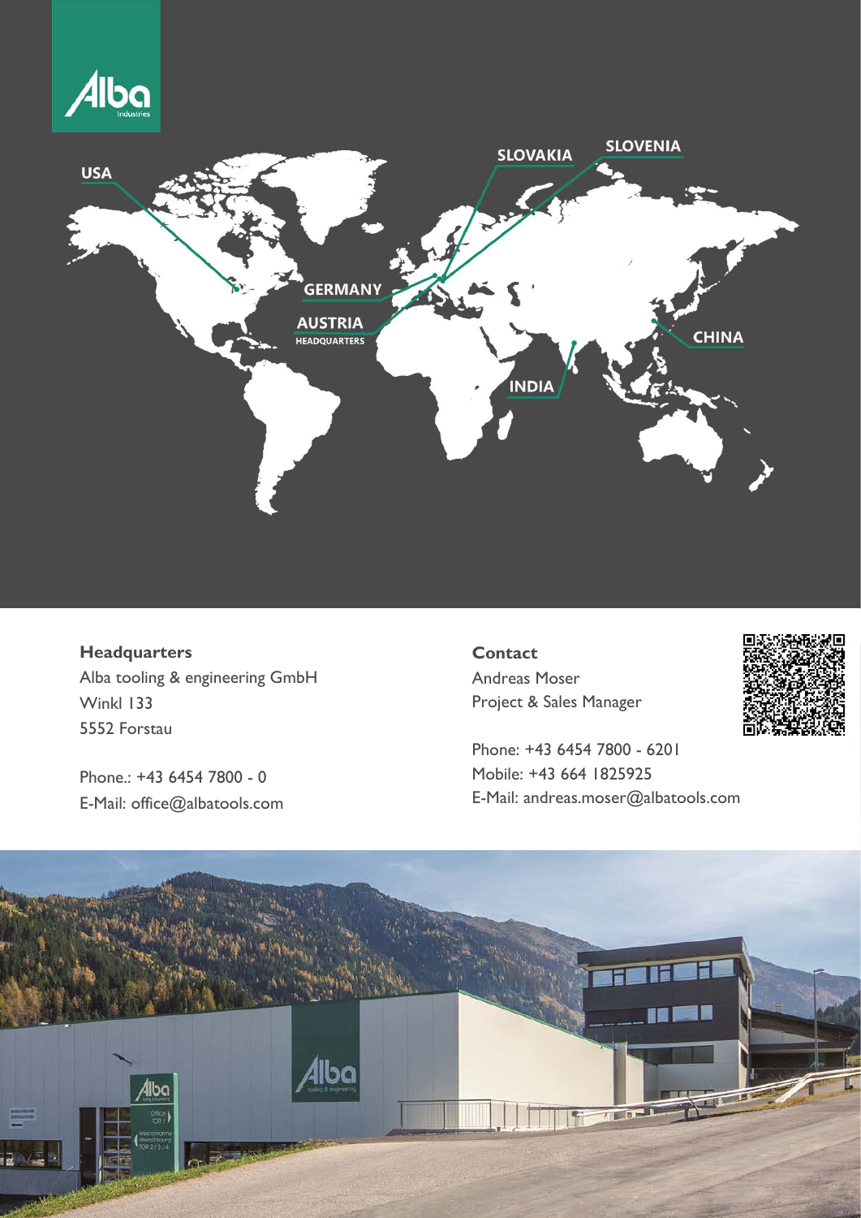Alba Industries

USA

SLOVAKIA

SLOVENIA

GERMANY

AUSTRIA
HEADQUARTERS

CHINA

INDIA

**Headquarters**
Alba tooling & engineering GmbH
Winkl 133
5552 Forstau

Phone.: +43 6454 7800 - 0
E-Mail: office@albatools.com

**Contact**
Andreas Moser
Project & Sales Manager

Phone: +43 6454 7800 - 6201
Mobile: +43 664 1825925
E-Mail: andreas.moser@albatools.com